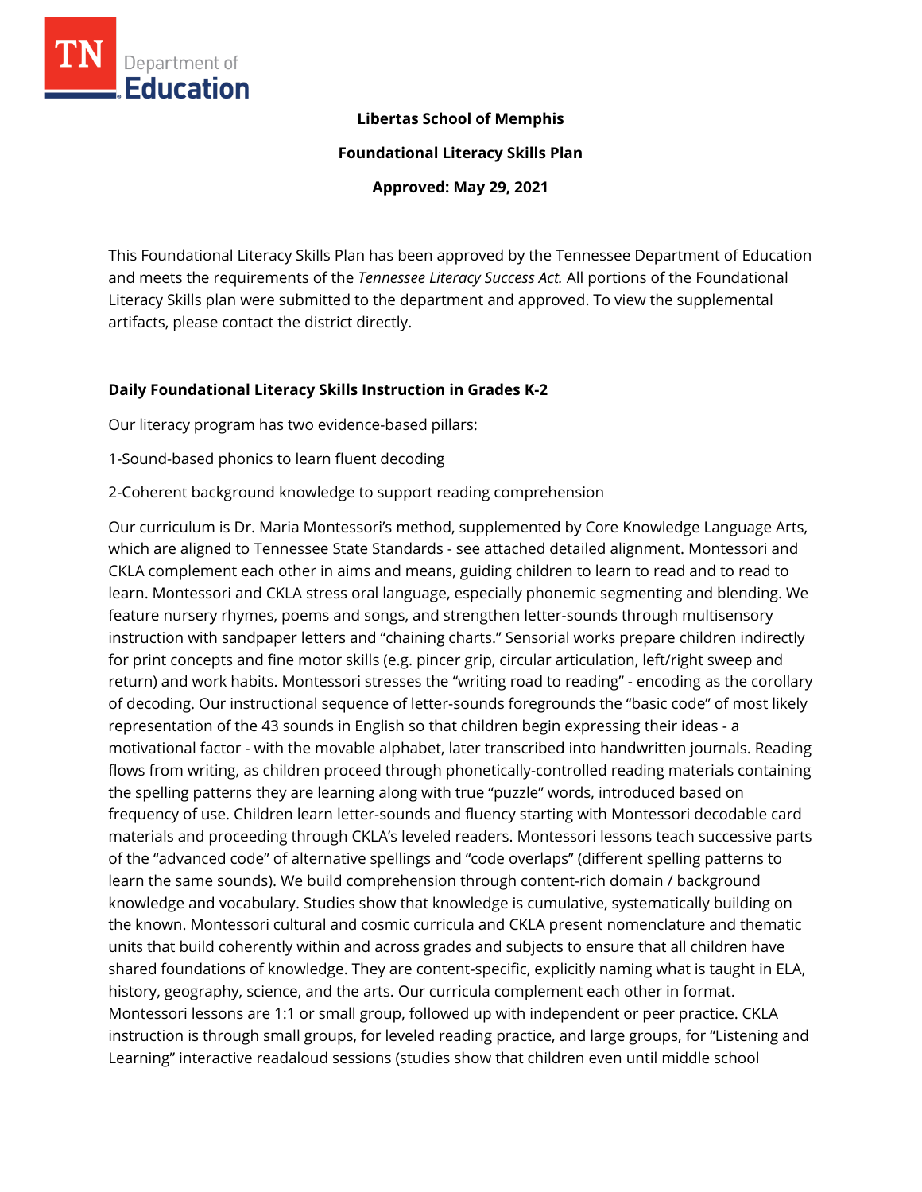**Libertas School of Memphis**

**Foundational Literacy Skills Plan**

**Approved: May 29, 2021**

This Foundational Literacy Skills Plan has been approved by the Tennessee Department of Education and meets the requirements of the *Tennessee Literacy Success Act.* All portions of the Foundational Literacy Skills plan were submitted to the department and approved. To view the supplemental artifacts, please contact the district directly.

## Daily Foundational Literacy Skills Instruction in Grades K-2

Our literacy program has two evidence-based pillars:

1-Sound-based phonics to learn fluent decoding

2-Coherent background knowledge to support reading comprehension

Our curriculum is Dr. Maria Montessori's method, supplemented by Core Knowledge Language Arts, which are aligned to Tennessee State Standards - see attached detailed alignment. Montessori and CKLA complement each other in aims and means, guiding children to learn to read and to read to learn. Montessori and CKLA stress oral language, especially phonemic segmenting and blending. We feature nursery rhymes, poems and songs, and strengthen letter-sounds through multisensory instruction with sandpaper letters and "chaining charts." Sensorial works prepare children indirectly for print concepts and fine motor skills (e.g. pincer grip, circular articulation, left/right sweep and return) and work habits. Montessori stresses the "writing road to reading" - encoding as the corollary of decoding. Our instructional sequence of letter-sounds foregrounds the "basic code" of most likely representation of the 43 sounds in English so that children begin expressing their ideas - a motivational factor - with the movable alphabet, later transcribed into handwritten journals. Reading flows from writing, as children proceed through phonetically-controlled reading materials containing the spelling patterns they are learning along with true "puzzle" words, introduced based on frequency of use. Children learn letter-sounds and fluency starting with Montessori decodable card materials and proceeding through CKLA's leveled readers. Montessori lessons teach successive parts of the "advanced code" of alternative spellings and "code overlaps" (different spelling patterns to learn the same sounds). We build comprehension through content-rich domain / background knowledge and vocabulary. Studies show that knowledge is cumulative, systematically building on the known. Montessori cultural and cosmic curricula and CKLA present nomenclature and thematic units that build coherently within and across grades and subjects to ensure that all children have shared foundations of knowledge. They are content-specific, explicitly naming what is taught in ELA, history, geography, science, and the arts. Our curricula complement each other in format. Montessori lessons are 1:1 or small group, followed up with independent or peer practice. CKLA instruction is through small groups, for leveled reading practice, and large groups, for "Listening and Learning" interactive readaloud sessions (studies show that children even until middle school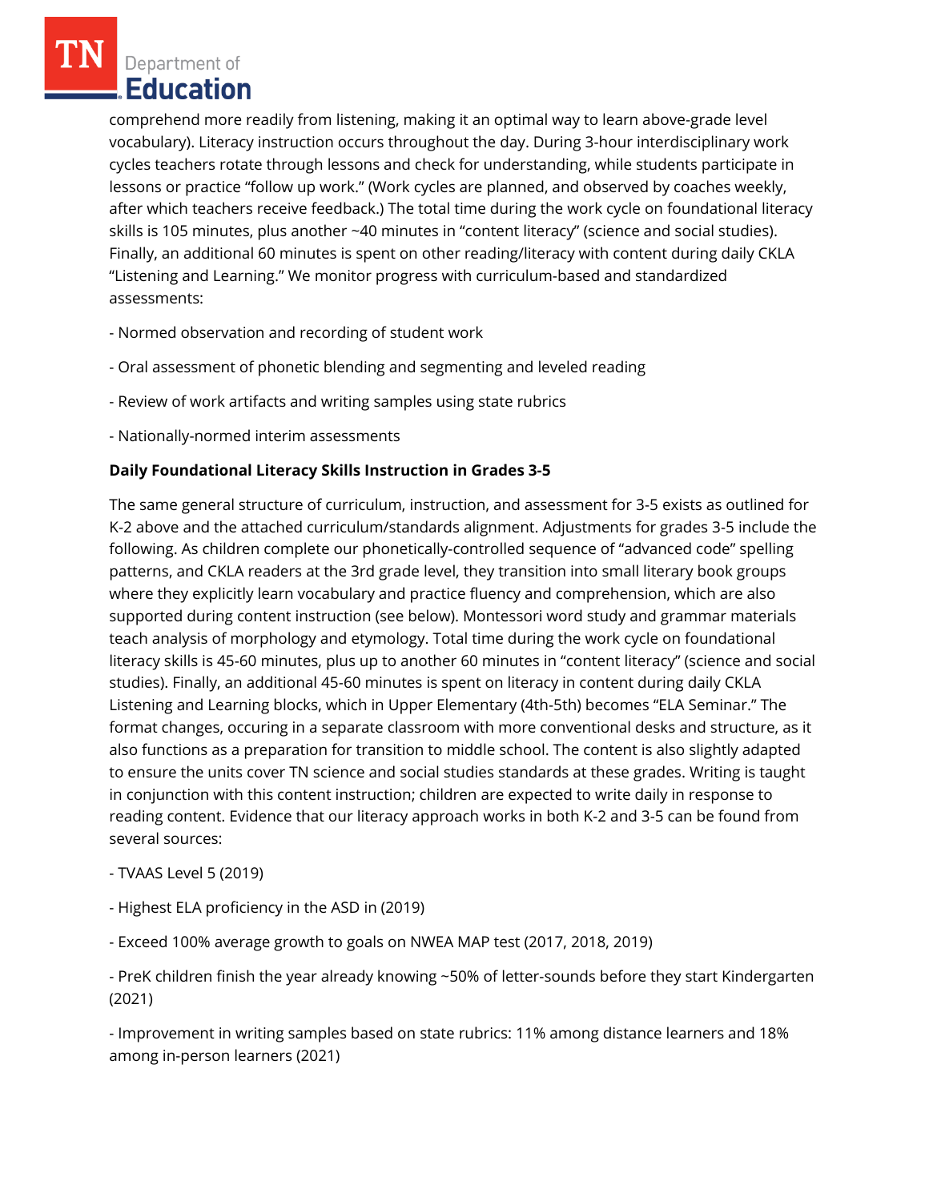comprehend more readily from listening, making it an optimal way to learn above-grade level vocabulary). Literacy instruction occurs throughout the day. During 3-hour interdisciplinary work cycles teachers rotate through lessons and check for understanding, while students participate in lessons or practice "follow up work." (Work cycles are planned, and observed by coaches weekly, after which teachers receive feedback.) The total time during the work cycle on foundational literacy skills is 105 minutes, plus another ~40 minutes in "content literacy" (science and social studies). Finally, an additional 60 minutes is spent on other reading/literacy with content during daily CKLA "Listening and Learning." We monitor progress with curriculum-based and standardized assessments:

- Normed observation and recording of student work

- Oral assessment of phonetic blending and segmenting and leveled reading

- Review of work artifacts and writing samples using state rubrics

- Nationally-normed interim assessments

**Daily Foundational Literacy Skills Instruction in Grades 3-5**

The same general structure of curriculum, instruction, and assessment for 3-5 exists as outlined for K-2 above and the attached curriculum/standards alignment. Adjustments for grades 3-5 include the following. As children complete our phonetically-controlled sequence of "advanced code" spelling patterns, and CKLA readers at the 3rd grade level, they transition into small literary book groups where they explicitly learn vocabulary and practice fluency and comprehension, which are also supported during content instruction (see below). Montessori word study and grammar materials teach analysis of morphology and etymology. Total time during the work cycle on foundational literacy skills is 45-60 minutes, plus up to another 60 minutes in "content literacy" (science and social studies). Finally, an additional 45-60 minutes is spent on literacy in content during daily CKLA Listening and Learning blocks, which in Upper Elementary (4th-5th) becomes "ELA Seminar." The format changes, occuring in a separate classroom with more conventional desks and structure, as it also functions as a preparation for transition to middle school. The content is also slightly adapted to ensure the units cover TN science and social studies standards at these grades. Writing is taught in conjunction with this content instruction; children are expected to write daily in response to reading content. Evidence that our literacy approach works in both K-2 and 3-5 can be found from several sources:

- TVAAS Level 5 (2019)

- Highest ELA proficiency in the ASD in (2019)

- Exceed 100% average growth to goals on NWEA MAP test (2017, 2018, 2019)

- PreK children finish the year already knowing ~50% of letter-sounds before they start Kindergarten (2021)

- Improvement in writing samples based on state rubrics: 11% among distance learners and 18% among in-person learners (2021)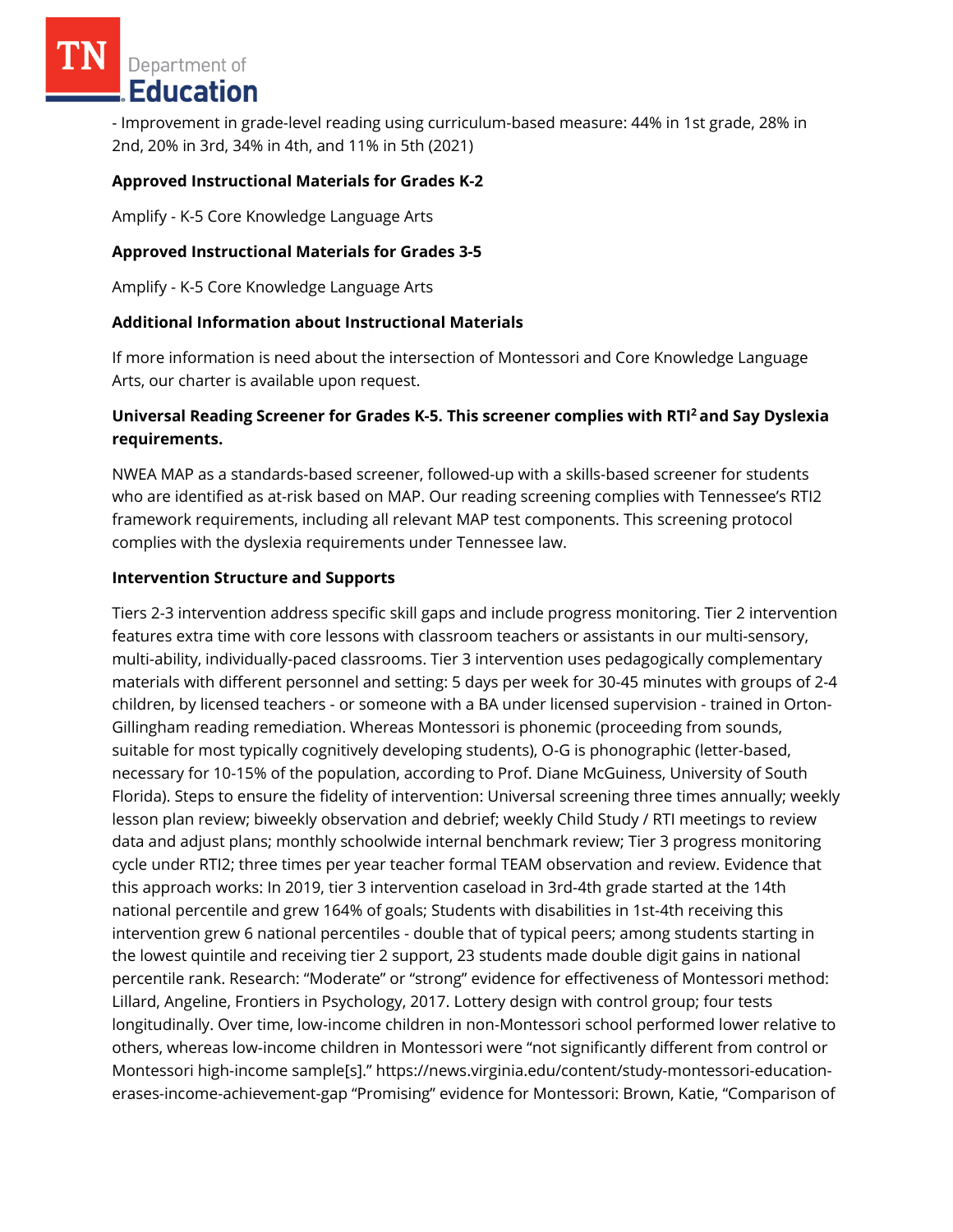- Improvement in grade-level reading using curriculum-based measure: 44% in 1st grade, 28% in 2nd, 20% in 3rd, 34% in 4th, and 11% in 5th (2021)

**Approved Instructional Materials for Grades K-2**

Amplify - K-5 Core Knowledge Language Arts

**Approved Instructional Materials for Grades 3-5**

Amplify - K-5 Core Knowledge Language Arts

**Additional Information about Instructional Materials**

If more information is need about the intersection of Montessori and Core Knowledge Language Arts, our charter is available upon request.

**Universal Reading Screener for Grades K-5. This screener complies with RTI² and Say Dyslexia requirements.**

NWEA MAP as a standards-based screener, followed-up with a skills-based screener for students who are identified as at-risk based on MAP. Our reading screening complies with Tennessee's RTI2 framework requirements, including all relevant MAP test components. This screening protocol complies with the dyslexia requirements under Tennessee law.

**Intervention Structure and Supports**

Tiers 2-3 intervention address specific skill gaps and include progress monitoring. Tier 2 intervention features extra time with core lessons with classroom teachers or assistants in our multi-sensory, multi-ability, individually-paced classrooms. Tier 3 intervention uses pedagogically complementary materials with different personnel and setting: 5 days per week for 30-45 minutes with groups of 2-4 children, by licensed teachers - or someone with a BA under licensed supervision - trained in Orton-Gillingham reading remediation. Whereas Montessori is phonemic (proceeding from sounds, suitable for most typically cognitively developing students), O-G is phonographic (letter-based, necessary for 10-15% of the population, according to Prof. Diane McGuiness, University of South Florida). Steps to ensure the fidelity of intervention: Universal screening three times annually; weekly lesson plan review; biweekly observation and debrief; weekly Child Study / RTI meetings to review data and adjust plans; monthly schoolwide internal benchmark review; Tier 3 progress monitoring cycle under RTI2; three times per year teacher formal TEAM observation and review. Evidence that this approach works: In 2019, tier 3 intervention caseload in 3rd-4th grade started at the 14th national percentile and grew 164% of goals; Students with disabilities in 1st-4th receiving this intervention grew 6 national percentiles - double that of typical peers; among students starting in the lowest quintile and receiving tier 2 support, 23 students made double digit gains in national percentile rank. Research: "Moderate" or "strong" evidence for effectiveness of Montessori method: Lillard, Angeline, Frontiers in Psychology, 2017. Lottery design with control group; four tests longitudinally. Over time, low-income children in non-Montessori school performed lower relative to others, whereas low-income children in Montessori were "not significantly different from control or Montessori high-income sample[s]." https://news.virginia.edu/content/study-montessori-education-erases-income-achievement-gap "Promising" evidence for Montessori: Brown, Katie, "Comparison of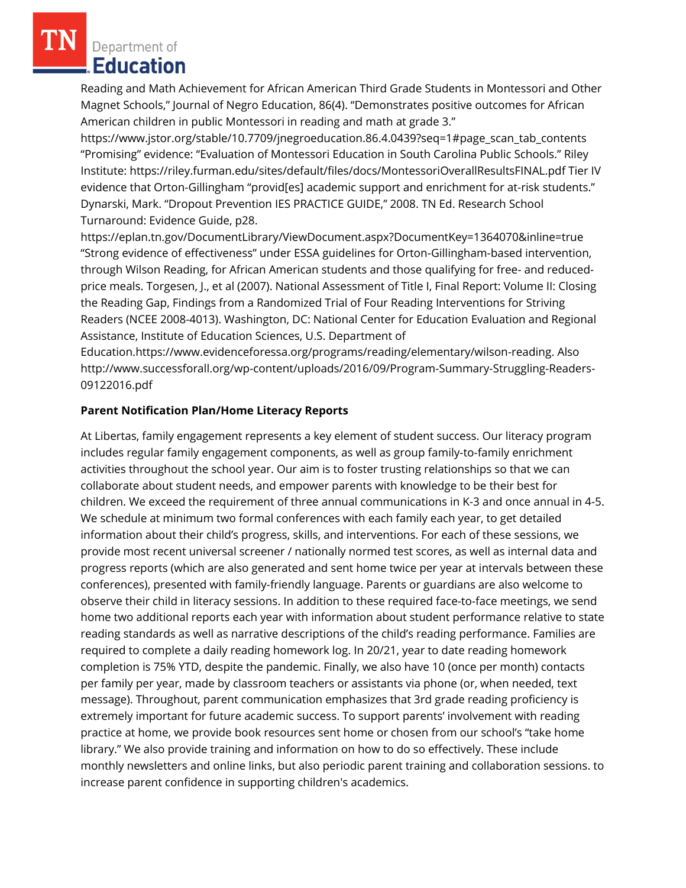Reading and Math Achievement for African American Third Grade Students in Montessori and Other Magnet Schools," Journal of Negro Education, 86(4). "Demonstrates positive outcomes for African American children in public Montessori in reading and math at grade 3." https://www.jstor.org/stable/10.7709/jnegroeducation.86.4.0439?seq=1#page_scan_tab_contents "Promising" evidence: "Evaluation of Montessori Education in South Carolina Public Schools." Riley Institute: https://riley.furman.edu/sites/default/files/docs/MontessoriOverallResultsFINAL.pdf Tier IV evidence that Orton-Gillingham "provid[es] academic support and enrichment for at-risk students." Dynarski, Mark. "Dropout Prevention IES PRACTICE GUIDE," 2008. TN Ed. Research School Turnaround: Evidence Guide, p28. https://eplan.tn.gov/DocumentLibrary/ViewDocument.aspx?DocumentKey=1364070&inline=true "Strong evidence of effectiveness" under ESSA guidelines for Orton-Gillingham-based intervention, through Wilson Reading, for African American students and those qualifying for free- and reduced-price meals. Torgesen, J., et al (2007). National Assessment of Title I, Final Report: Volume II: Closing the Reading Gap, Findings from a Randomized Trial of Four Reading Interventions for Striving Readers (NCEE 2008-4013). Washington, DC: National Center for Education Evaluation and Regional Assistance, Institute of Education Sciences, U.S. Department of Education.https://www.evidenceforessa.org/programs/reading/elementary/wilson-reading. Also http://www.successforall.org/wp-content/uploads/2016/09/Program-Summary-Struggling-Readers-09122016.pdf

**Parent Notification Plan/Home Literacy Reports**

At Libertas, family engagement represents a key element of student success. Our literacy program includes regular family engagement components, as well as group family-to-family enrichment activities throughout the school year. Our aim is to foster trusting relationships so that we can collaborate about student needs, and empower parents with knowledge to be their best for children. We exceed the requirement of three annual communications in K-3 and once annual in 4-5. We schedule at minimum two formal conferences with each family each year, to get detailed information about their child's progress, skills, and interventions. For each of these sessions, we provide most recent universal screener / nationally normed test scores, as well as internal data and progress reports (which are also generated and sent home twice per year at intervals between these conferences), presented with family-friendly language. Parents or guardians are also welcome to observe their child in literacy sessions. In addition to these required face-to-face meetings, we send home two additional reports each year with information about student performance relative to state reading standards as well as narrative descriptions of the child's reading performance. Families are required to complete a daily reading homework log. In 20/21, year to date reading homework completion is 75% YTD, despite the pandemic. Finally, we also have 10 (once per month) contacts per family per year, made by classroom teachers or assistants via phone (or, when needed, text message). Throughout, parent communication emphasizes that 3rd grade reading proficiency is extremely important for future academic success. To support parents' involvement with reading practice at home, we provide book resources sent home or chosen from our school's "take home library." We also provide training and information on how to do so effectively. These include monthly newsletters and online links, but also periodic parent training and collaboration sessions. to increase parent confidence in supporting children's academics.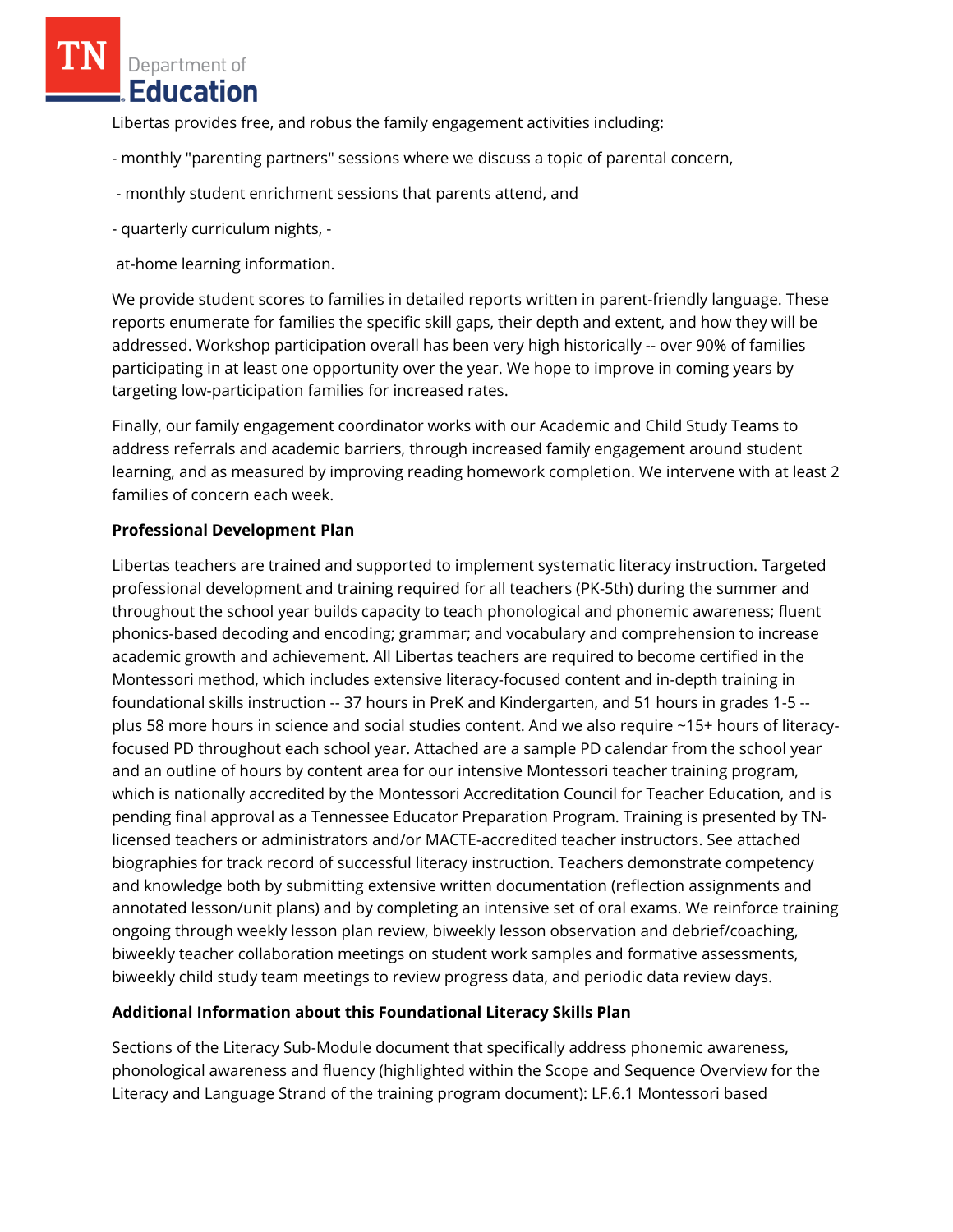Libertas provides free, and robus the family engagement activities including:

- monthly "parenting partners" sessions where we discuss a topic of parental concern,

- monthly student enrichment sessions that parents attend, and

- quarterly curriculum nights, -

at-home learning information.

We provide student scores to families in detailed reports written in parent-friendly language. These reports enumerate for families the specific skill gaps, their depth and extent, and how they will be addressed. Workshop participation overall has been very high historically -- over 90% of families participating in at least one opportunity over the year. We hope to improve in coming years by targeting low-participation families for increased rates.

Finally, our family engagement coordinator works with our Academic and Child Study Teams to address referrals and academic barriers, through increased family engagement around student learning, and as measured by improving reading homework completion. We intervene with at least 2 families of concern each week.

**Professional Development Plan**

Libertas teachers are trained and supported to implement systematic literacy instruction. Targeted professional development and training required for all teachers (PK-5th) during the summer and throughout the school year builds capacity to teach phonological and phonemic awareness; fluent phonics-based decoding and encoding; grammar; and vocabulary and comprehension to increase academic growth and achievement. All Libertas teachers are required to become certified in the Montessori method, which includes extensive literacy-focused content and in-depth training in foundational skills instruction -- 37 hours in PreK and Kindergarten, and 51 hours in grades 1-5 -- plus 58 more hours in science and social studies content. And we also require ~15+ hours of literacy-focused PD throughout each school year. Attached are a sample PD calendar from the school year and an outline of hours by content area for our intensive Montessori teacher training program, which is nationally accredited by the Montessori Accreditation Council for Teacher Education, and is pending final approval as a Tennessee Educator Preparation Program. Training is presented by TN-licensed teachers or administrators and/or MACTE-accredited teacher instructors. See attached biographies for track record of successful literacy instruction. Teachers demonstrate competency and knowledge both by submitting extensive written documentation (reflection assignments and annotated lesson/unit plans) and by completing an intensive set of oral exams. We reinforce training ongoing through weekly lesson plan review, biweekly lesson observation and debrief/coaching, biweekly teacher collaboration meetings on student work samples and formative assessments, biweekly child study team meetings to review progress data, and periodic data review days.

**Additional Information about this Foundational Literacy Skills Plan**

Sections of the Literacy Sub-Module document that specifically address phonemic awareness, phonological awareness and fluency (highlighted within the Scope and Sequence Overview for the Literacy and Language Strand of the training program document): LF.6.1 Montessori based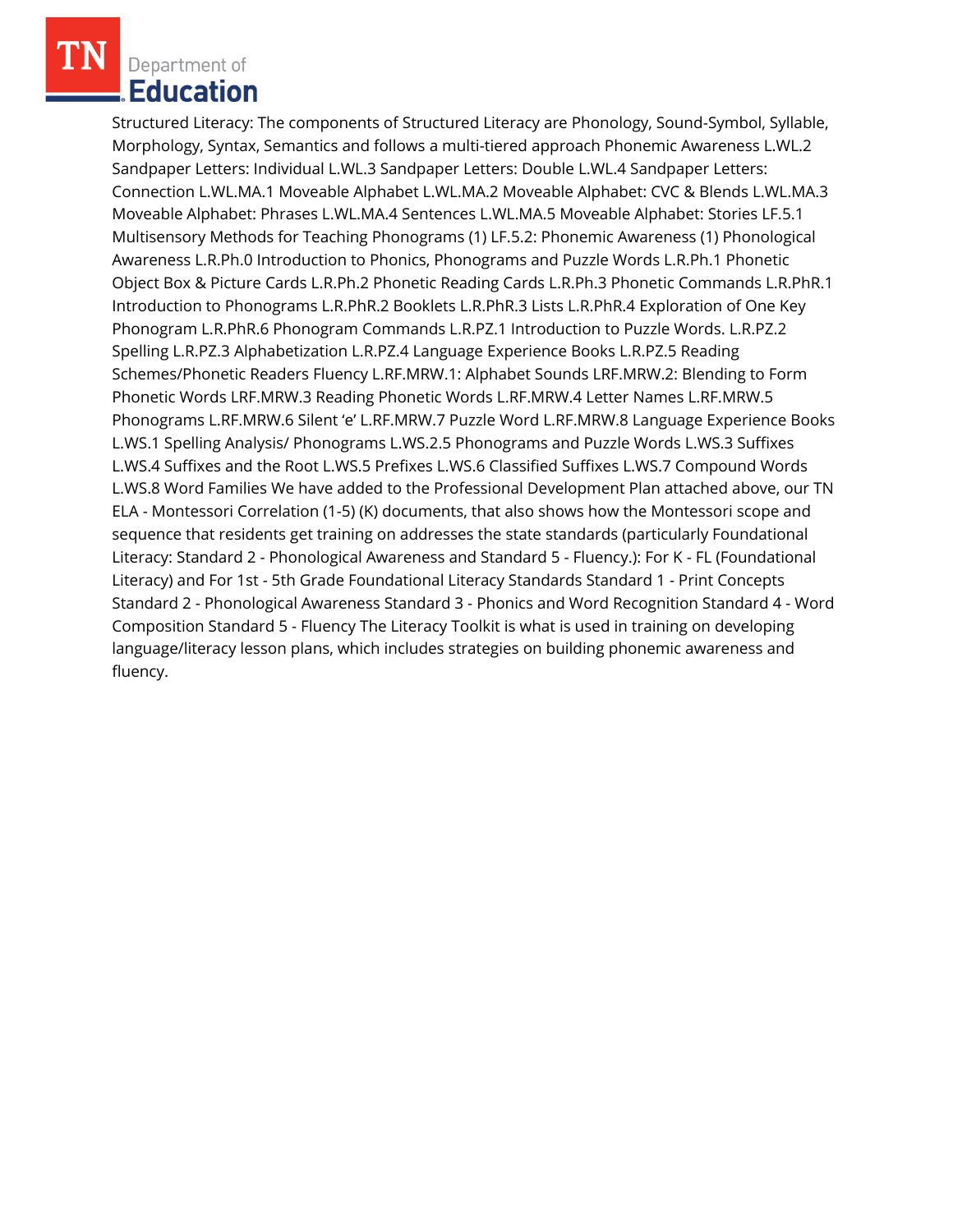Structured Literacy: The components of Structured Literacy are Phonology, Sound-Symbol, Syllable, Morphology, Syntax, Semantics and follows a multi-tiered approach Phonemic Awareness L.WL.2 Sandpaper Letters: Individual L.WL.3 Sandpaper Letters: Double L.WL.4 Sandpaper Letters: Connection L.WL.MA.1 Moveable Alphabet L.WL.MA.2 Moveable Alphabet: CVC & Blends L.WL.MA.3 Moveable Alphabet: Phrases L.WL.MA.4 Sentences L.WL.MA.5 Moveable Alphabet: Stories LF.5.1 Multisensory Methods for Teaching Phonograms (1) LF.5.2: Phonemic Awareness (1) Phonological Awareness L.R.Ph.0 Introduction to Phonics, Phonograms and Puzzle Words L.R.Ph.1 Phonetic Object Box & Picture Cards L.R.Ph.2 Phonetic Reading Cards L.R.Ph.3 Phonetic Commands L.R.PhR.1 Introduction to Phonograms L.R.PhR.2 Booklets L.R.PhR.3 Lists L.R.PhR.4 Exploration of One Key Phonogram L.R.PhR.6 Phonogram Commands L.R.PZ.1 Introduction to Puzzle Words. L.R.PZ.2 Spelling L.R.PZ.3 Alphabetization L.R.PZ.4 Language Experience Books L.R.PZ.5 Reading Schemes/Phonetic Readers Fluency L.RF.MRW.1: Alphabet Sounds LRF.MRW.2: Blending to Form Phonetic Words LRF.MRW.3 Reading Phonetic Words L.RF.MRW.4 Letter Names L.RF.MRW.5 Phonograms L.RF.MRW.6 Silent 'e' L.RF.MRW.7 Puzzle Word L.RF.MRW.8 Language Experience Books L.WS.1 Spelling Analysis/ Phonograms L.WS.2.5 Phonograms and Puzzle Words L.WS.3 Suffixes L.WS.4 Suffixes and the Root L.WS.5 Prefixes L.WS.6 Classified Suffixes L.WS.7 Compound Words L.WS.8 Word Families We have added to the Professional Development Plan attached above, our TN ELA - Montessori Correlation (1-5) (K) documents, that also shows how the Montessori scope and sequence that residents get training on addresses the state standards (particularly Foundational Literacy: Standard 2 - Phonological Awareness and Standard 5 - Fluency.): For K - FL (Foundational Literacy) and For 1st - 5th Grade Foundational Literacy Standards Standard 1 - Print Concepts Standard 2 - Phonological Awareness Standard 3 - Phonics and Word Recognition Standard 4 - Word Composition Standard 5 - Fluency The Literacy Toolkit is what is used in training on developing language/literacy lesson plans, which includes strategies on building phonemic awareness and fluency.